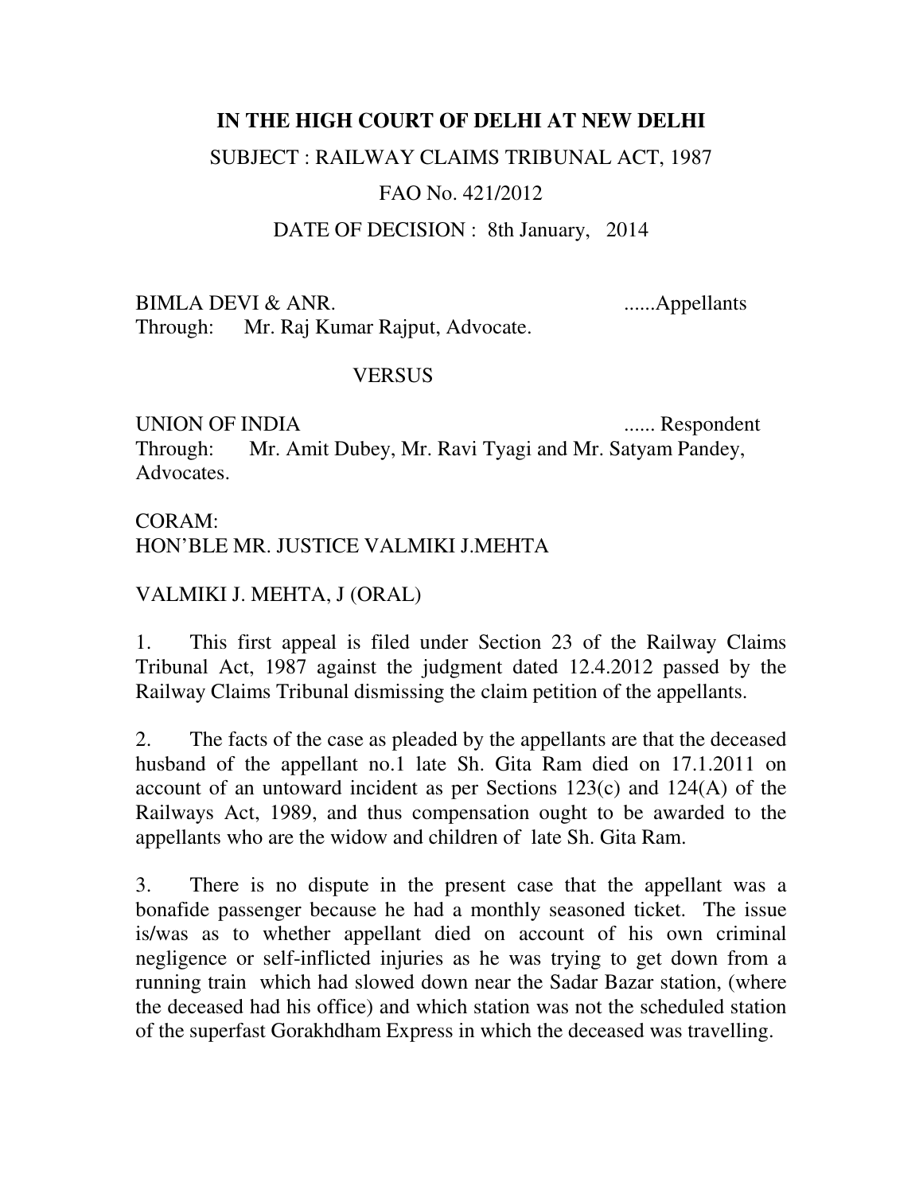# IN THE HIGH COURT OF DELHI AT NEW DELHI

SUBJECT : RAILWAY CLAIMS TRIBUNAL ACT, 1987

FAO No. 421/2012

DATE OF DECISION : 8th January, 2014

BIMLA DEVI & ANR. ......Appellants
Through: Mr. Raj Kumar Rajput, Advocate.

VERSUS

UNION OF INDIA ...... Respondent
Through: Mr. Amit Dubey, Mr. Ravi Tyagi and Mr. Satyam Pandey, Advocates.

CORAM:
HON'BLE MR. JUSTICE VALMIKI J.MEHTA

VALMIKI J. MEHTA, J (ORAL)

1. This first appeal is filed under Section 23 of the Railway Claims Tribunal Act, 1987 against the judgment dated 12.4.2012 passed by the Railway Claims Tribunal dismissing the claim petition of the appellants.

2. The facts of the case as pleaded by the appellants are that the deceased husband of the appellant no.1 late Sh. Gita Ram died on 17.1.2011 on account of an untoward incident as per Sections 123(c) and 124(A) of the Railways Act, 1989, and thus compensation ought to be awarded to the appellants who are the widow and children of late Sh. Gita Ram.

3. There is no dispute in the present case that the appellant was a bonafide passenger because he had a monthly seasoned ticket. The issue is/was as to whether appellant died on account of his own criminal negligence or self-inflicted injuries as he was trying to get down from a running train which had slowed down near the Sadar Bazar station, (where the deceased had his office) and which station was not the scheduled station of the superfast Gorakhdham Express in which the deceased was travelling.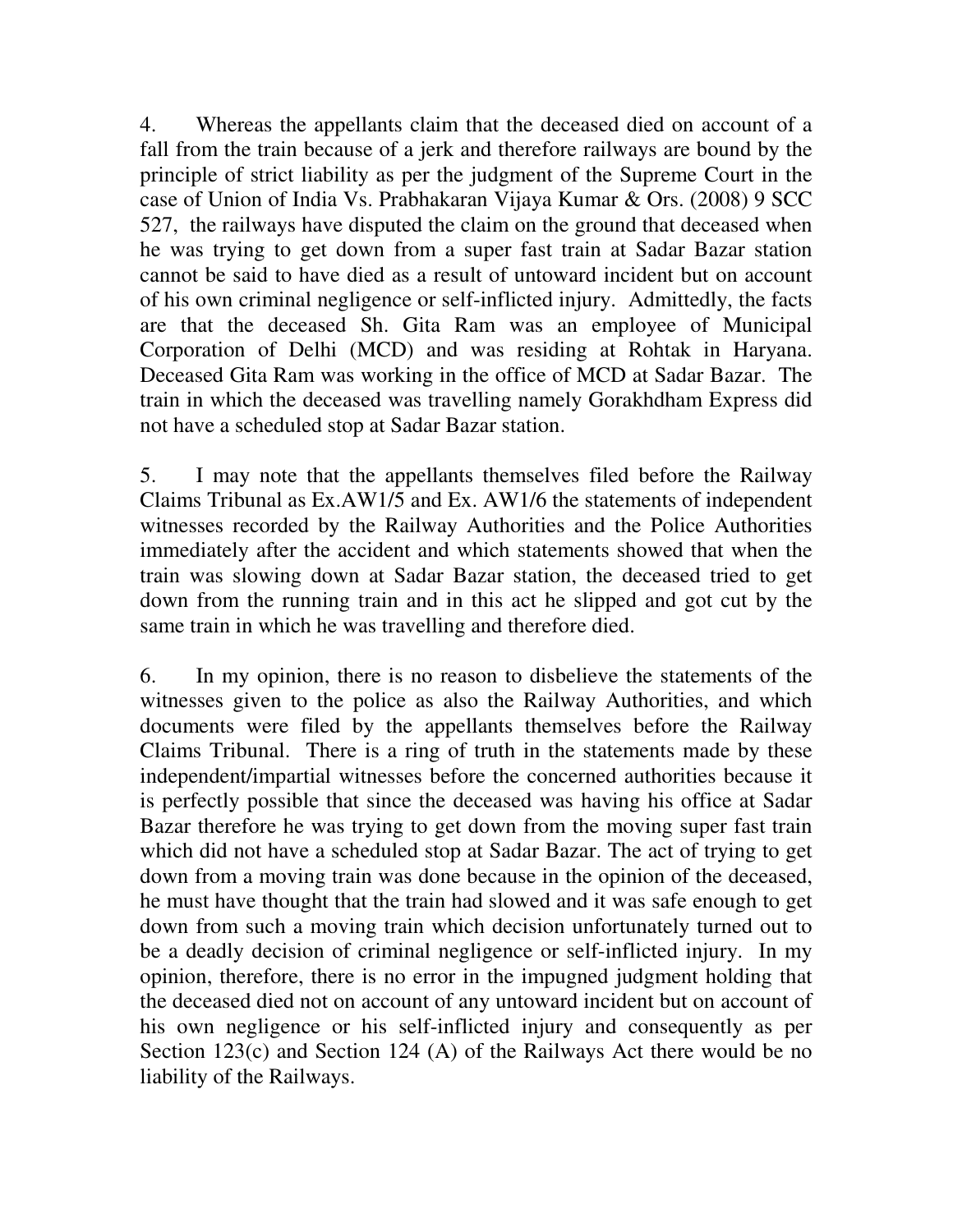4. Whereas the appellants claim that the deceased died on account of a fall from the train because of a jerk and therefore railways are bound by the principle of strict liability as per the judgment of the Supreme Court in the case of Union of India Vs. Prabhakaran Vijaya Kumar & Ors. (2008) 9 SCC 527, the railways have disputed the claim on the ground that deceased when he was trying to get down from a super fast train at Sadar Bazar station cannot be said to have died as a result of untoward incident but on account of his own criminal negligence or self-inflicted injury. Admittedly, the facts are that the deceased Sh. Gita Ram was an employee of Municipal Corporation of Delhi (MCD) and was residing at Rohtak in Haryana. Deceased Gita Ram was working in the office of MCD at Sadar Bazar. The train in which the deceased was travelling namely Gorakhdham Express did not have a scheduled stop at Sadar Bazar station.

5. I may note that the appellants themselves filed before the Railway Claims Tribunal as Ex.AW1/5 and Ex. AW1/6 the statements of independent witnesses recorded by the Railway Authorities and the Police Authorities immediately after the accident and which statements showed that when the train was slowing down at Sadar Bazar station, the deceased tried to get down from the running train and in this act he slipped and got cut by the same train in which he was travelling and therefore died.

6. In my opinion, there is no reason to disbelieve the statements of the witnesses given to the police as also the Railway Authorities, and which documents were filed by the appellants themselves before the Railway Claims Tribunal. There is a ring of truth in the statements made by these independent/impartial witnesses before the concerned authorities because it is perfectly possible that since the deceased was having his office at Sadar Bazar therefore he was trying to get down from the moving super fast train which did not have a scheduled stop at Sadar Bazar. The act of trying to get down from a moving train was done because in the opinion of the deceased, he must have thought that the train had slowed and it was safe enough to get down from such a moving train which decision unfortunately turned out to be a deadly decision of criminal negligence or self-inflicted injury. In my opinion, therefore, there is no error in the impugned judgment holding that the deceased died not on account of any untoward incident but on account of his own negligence or his self-inflicted injury and consequently as per Section 123(c) and Section 124 (A) of the Railways Act there would be no liability of the Railways.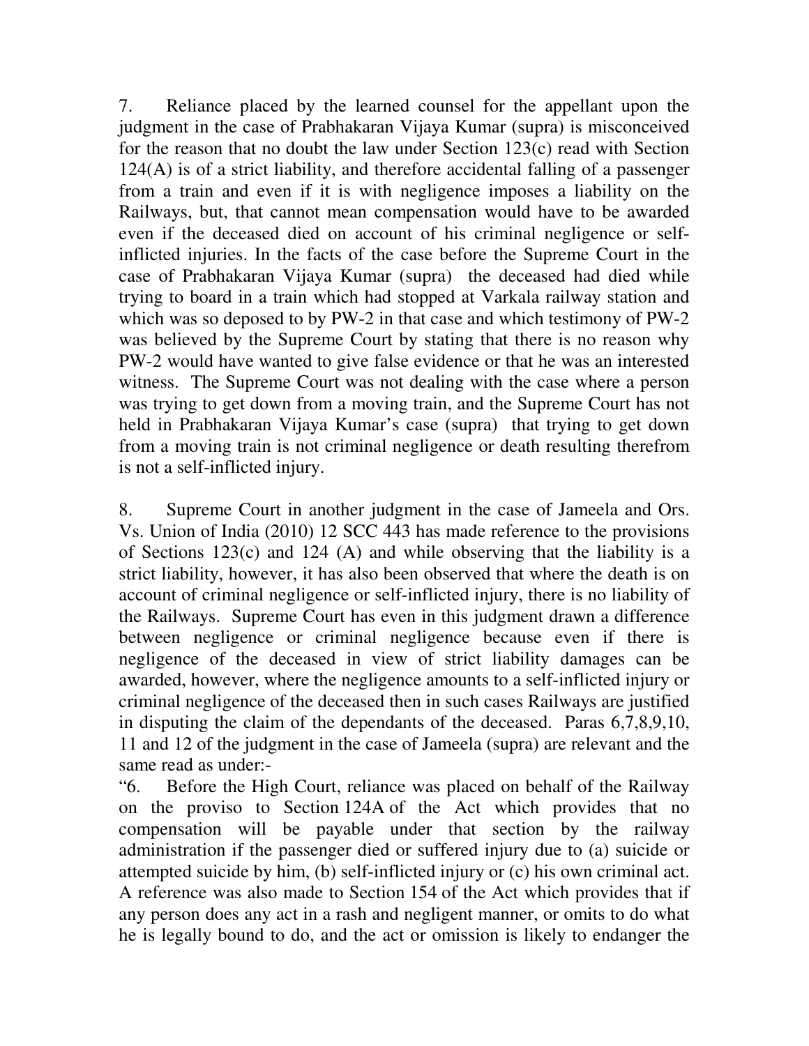7. Reliance placed by the learned counsel for the appellant upon the judgment in the case of Prabhakaran Vijaya Kumar (supra) is misconceived for the reason that no doubt the law under Section 123(c) read with Section 124(A) is of a strict liability, and therefore accidental falling of a passenger from a train and even if it is with negligence imposes a liability on the Railways, but, that cannot mean compensation would have to be awarded even if the deceased died on account of his criminal negligence or self-inflicted injuries. In the facts of the case before the Supreme Court in the case of Prabhakaran Vijaya Kumar (supra) the deceased had died while trying to board in a train which had stopped at Varkala railway station and which was so deposed to by PW-2 in that case and which testimony of PW-2 was believed by the Supreme Court by stating that there is no reason why PW-2 would have wanted to give false evidence or that he was an interested witness. The Supreme Court was not dealing with the case where a person was trying to get down from a moving train, and the Supreme Court has not held in Prabhakaran Vijaya Kumar's case (supra) that trying to get down from a moving train is not criminal negligence or death resulting therefrom is not a self-inflicted injury.

8. Supreme Court in another judgment in the case of Jameela and Ors. Vs. Union of India (2010) 12 SCC 443 has made reference to the provisions of Sections 123(c) and 124 (A) and while observing that the liability is a strict liability, however, it has also been observed that where the death is on account of criminal negligence or self-inflicted injury, there is no liability of the Railways. Supreme Court has even in this judgment drawn a difference between negligence or criminal negligence because even if there is negligence of the deceased in view of strict liability damages can be awarded, however, where the negligence amounts to a self-inflicted injury or criminal negligence of the deceased then in such cases Railways are justified in disputing the claim of the dependants of the deceased. Paras 6,7,8,9,10, 11 and 12 of the judgment in the case of Jameela (supra) are relevant and the same read as under:-

"6. Before the High Court, reliance was placed on behalf of the Railway on the proviso to Section 124A of the Act which provides that no compensation will be payable under that section by the railway administration if the passenger died or suffered injury due to (a) suicide or attempted suicide by him, (b) self-inflicted injury or (c) his own criminal act. A reference was also made to Section 154 of the Act which provides that if any person does any act in a rash and negligent manner, or omits to do what he is legally bound to do, and the act or omission is likely to endanger the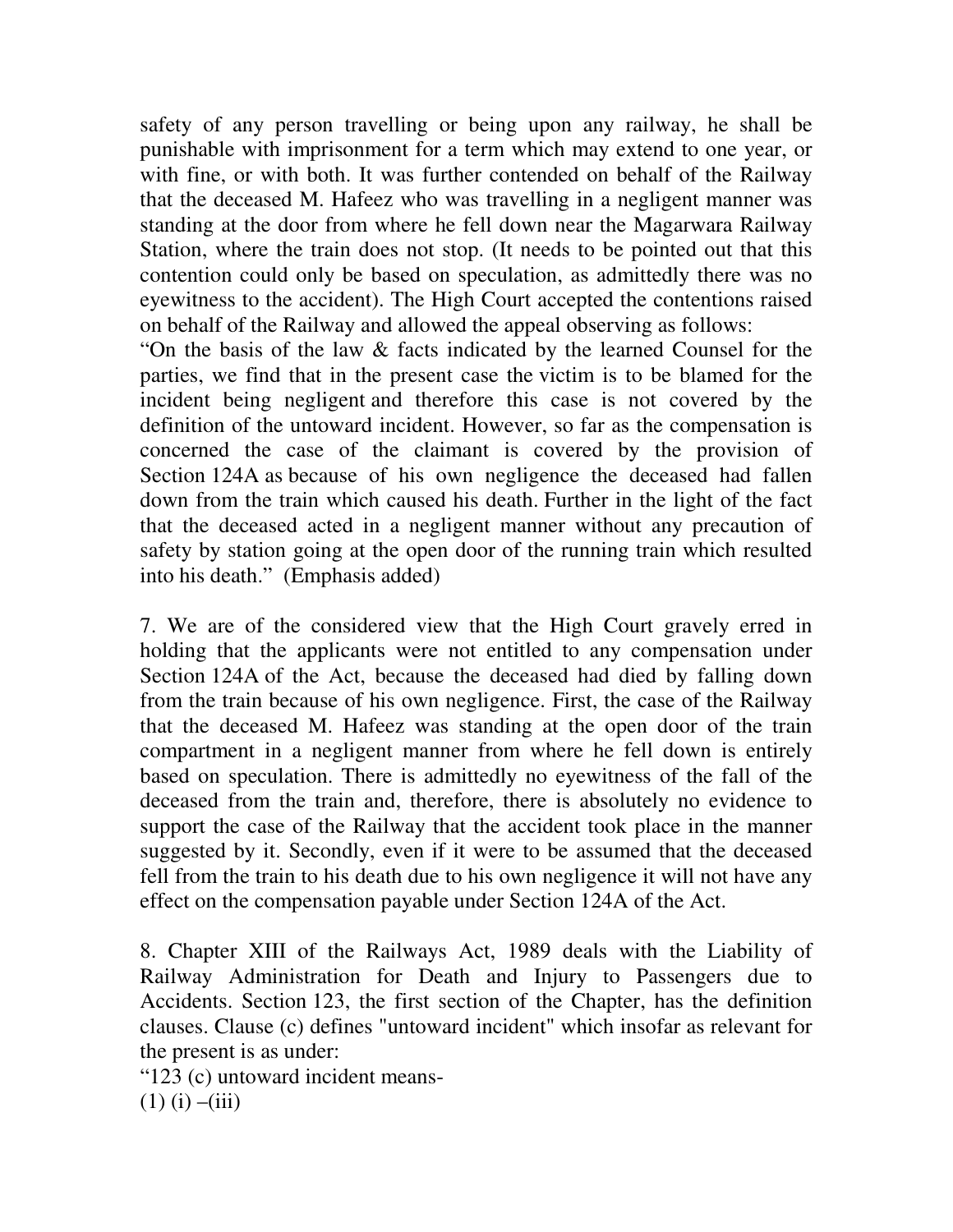safety of any person travelling or being upon any railway, he shall be punishable with imprisonment for a term which may extend to one year, or with fine, or with both. It was further contended on behalf of the Railway that the deceased M. Hafeez who was travelling in a negligent manner was standing at the door from where he fell down near the Magarwara Railway Station, where the train does not stop. (It needs to be pointed out that this contention could only be based on speculation, as admittedly there was no eyewitness to the accident). The High Court accepted the contentions raised on behalf of the Railway and allowed the appeal observing as follows:

"On the basis of the law & facts indicated by the learned Counsel for the parties, we find that in the present case the victim is to be blamed for the incident being negligent and therefore this case is not covered by the definition of the untoward incident. However, so far as the compensation is concerned the case of the claimant is covered by the provision of Section 124A as because of his own negligence the deceased had fallen down from the train which caused his death. Further in the light of the fact that the deceased acted in a negligent manner without any precaution of safety by station going at the open door of the running train which resulted into his death." (Emphasis added)

7. We are of the considered view that the High Court gravely erred in holding that the applicants were not entitled to any compensation under Section 124A of the Act, because the deceased had died by falling down from the train because of his own negligence. First, the case of the Railway that the deceased M. Hafeez was standing at the open door of the train compartment in a negligent manner from where he fell down is entirely based on speculation. There is admittedly no eyewitness of the fall of the deceased from the train and, therefore, there is absolutely no evidence to support the case of the Railway that the accident took place in the manner suggested by it. Secondly, even if it were to be assumed that the deceased fell from the train to his death due to his own negligence it will not have any effect on the compensation payable under Section 124A of the Act.

8. Chapter XIII of the Railways Act, 1989 deals with the Liability of Railway Administration for Death and Injury to Passengers due to Accidents. Section 123, the first section of the Chapter, has the definition clauses. Clause (c) defines "untoward incident" which insofar as relevant for the present is as under:

"123 (c) untoward incident means-

(1) (i) –(iii)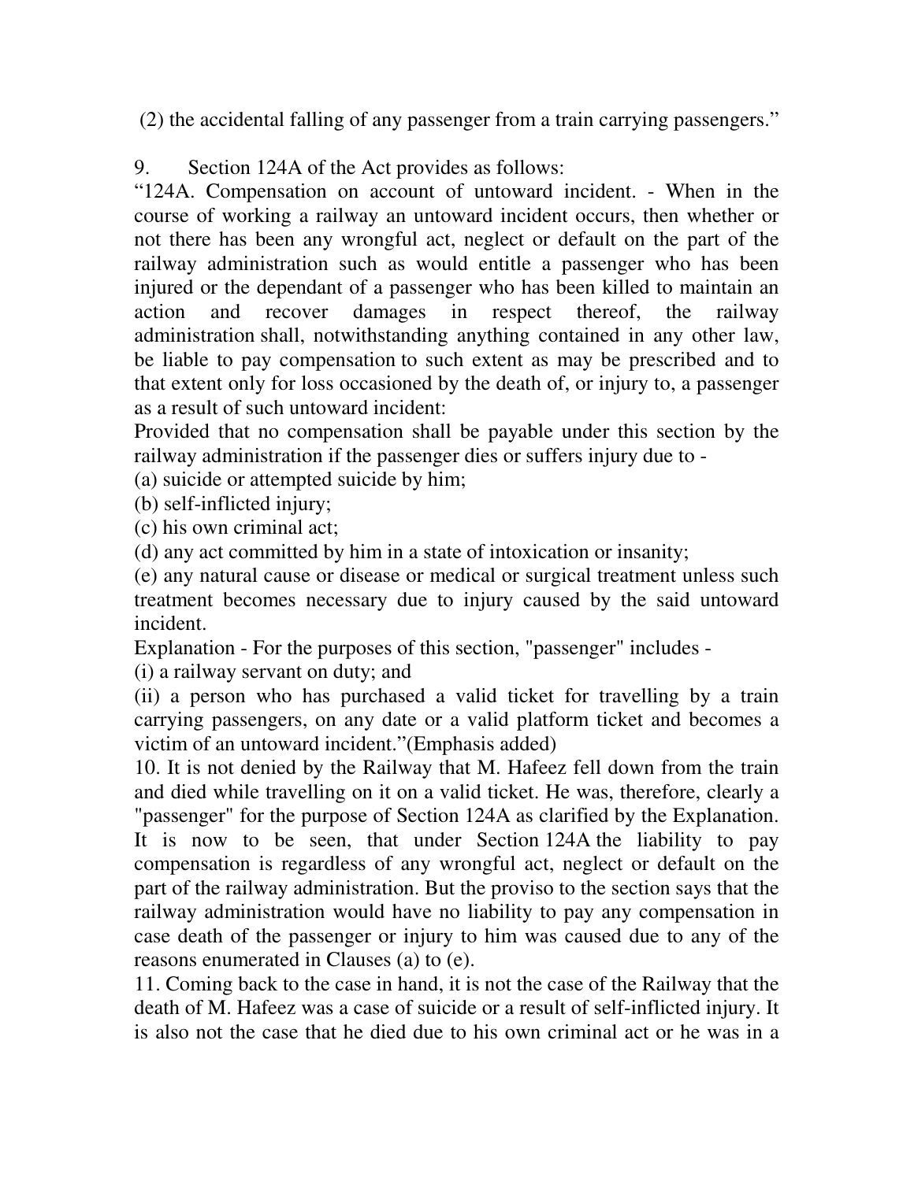(2) the accidental falling of any passenger from a train carrying passengers."

9. Section 124A of the Act provides as follows:

"124A. Compensation on account of untoward incident. - When in the course of working a railway an untoward incident occurs, then whether or not there has been any wrongful act, neglect or default on the part of the railway administration such as would entitle a passenger who has been injured or the dependant of a passenger who has been killed to maintain an action and recover damages in respect thereof, the railway administration shall, notwithstanding anything contained in any other law, be liable to pay compensation to such extent as may be prescribed and to that extent only for loss occasioned by the death of, or injury to, a passenger as a result of such untoward incident:

Provided that no compensation shall be payable under this section by the railway administration if the passenger dies or suffers injury due to -

(a) suicide or attempted suicide by him;

(b) self-inflicted injury;

(c) his own criminal act;

(d) any act committed by him in a state of intoxication or insanity;

(e) any natural cause or disease or medical or surgical treatment unless such treatment becomes necessary due to injury caused by the said untoward incident.

Explanation - For the purposes of this section, "passenger" includes -

(i) a railway servant on duty; and

(ii) a person who has purchased a valid ticket for travelling by a train carrying passengers, on any date or a valid platform ticket and becomes a victim of an untoward incident."(Emphasis added)

10. It is not denied by the Railway that M. Hafeez fell down from the train and died while travelling on it on a valid ticket. He was, therefore, clearly a "passenger" for the purpose of Section 124A as clarified by the Explanation. It is now to be seen, that under Section 124A the liability to pay compensation is regardless of any wrongful act, neglect or default on the part of the railway administration. But the proviso to the section says that the railway administration would have no liability to pay any compensation in case death of the passenger or injury to him was caused due to any of the reasons enumerated in Clauses (a) to (e).

11. Coming back to the case in hand, it is not the case of the Railway that the death of M. Hafeez was a case of suicide or a result of self-inflicted injury. It is also not the case that he died due to his own criminal act or he was in a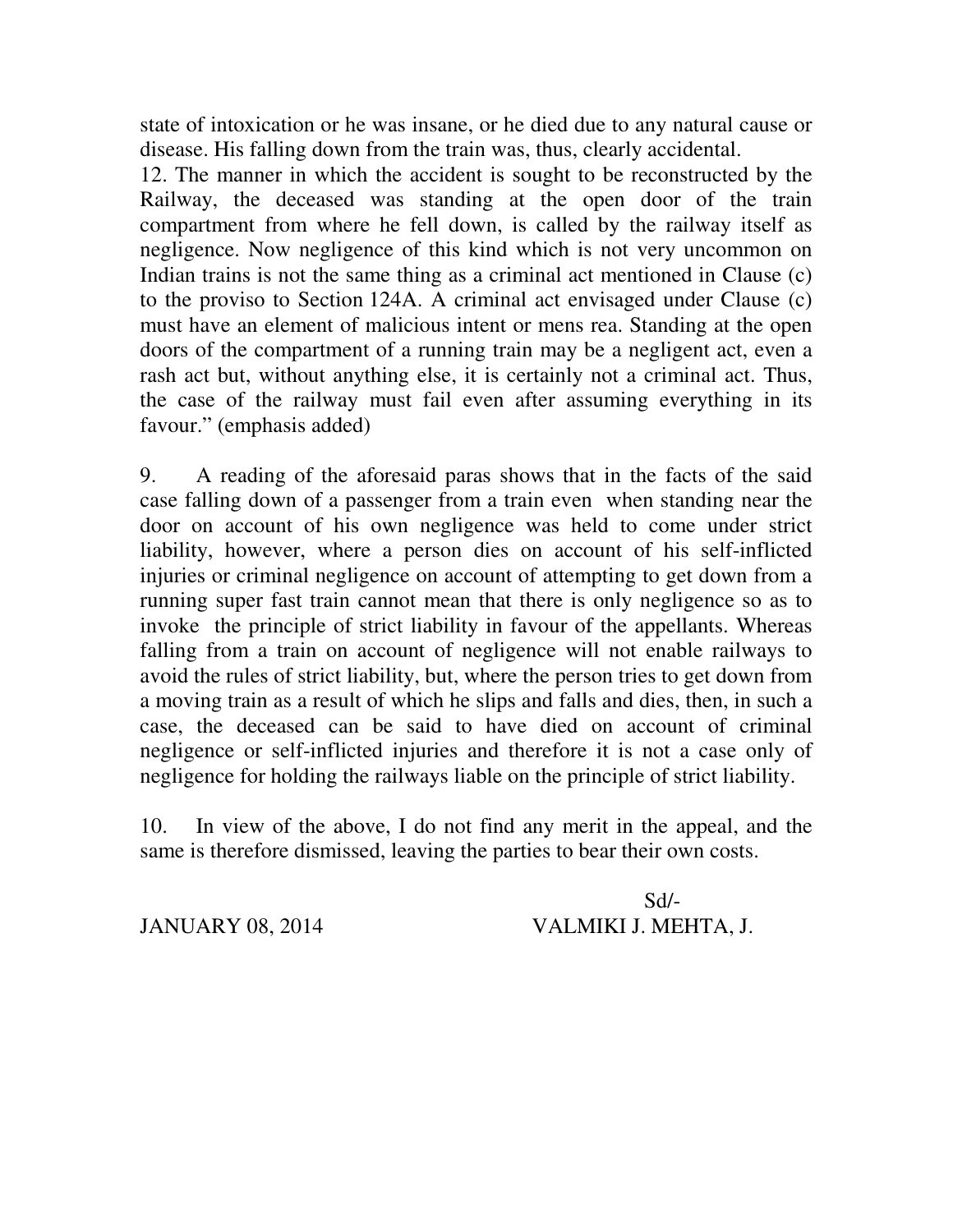state of intoxication or he was insane, or he died due to any natural cause or disease. His falling down from the train was, thus, clearly accidental.

12. The manner in which the accident is sought to be reconstructed by the Railway, the deceased was standing at the open door of the train compartment from where he fell down, is called by the railway itself as negligence. Now negligence of this kind which is not very uncommon on Indian trains is not the same thing as a criminal act mentioned in Clause (c) to the proviso to Section 124A. A criminal act envisaged under Clause (c) must have an element of malicious intent or mens rea. Standing at the open doors of the compartment of a running train may be a negligent act, even a rash act but, without anything else, it is certainly not a criminal act. Thus, the case of the railway must fail even after assuming everything in its favour." (emphasis added)

9. A reading of the aforesaid paras shows that in the facts of the said case falling down of a passenger from a train even when standing near the door on account of his own negligence was held to come under strict liability, however, where a person dies on account of his self-inflicted injuries or criminal negligence on account of attempting to get down from a running super fast train cannot mean that there is only negligence so as to invoke the principle of strict liability in favour of the appellants. Whereas falling from a train on account of negligence will not enable railways to avoid the rules of strict liability, but, where the person tries to get down from a moving train as a result of which he slips and falls and dies, then, in such a case, the deceased can be said to have died on account of criminal negligence or self-inflicted injuries and therefore it is not a case only of negligence for holding the railways liable on the principle of strict liability.

10. In view of the above, I do not find any merit in the appeal, and the same is therefore dismissed, leaving the parties to bear their own costs.

Sd/-

JANUARY 08, 2014

VALMIKI J. MEHTA, J.